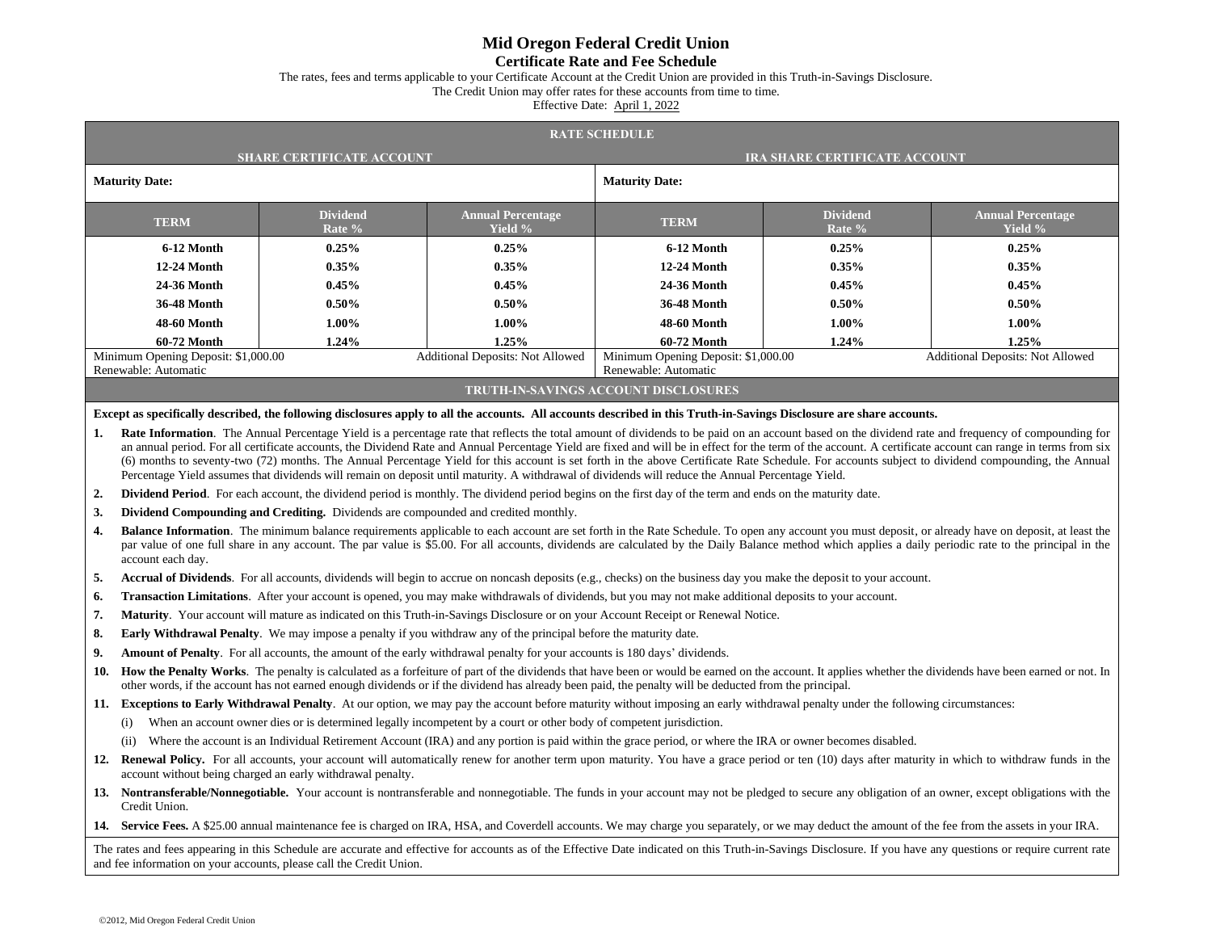# Mid Oregon Federal Credit Union

## Certificate Rate and Fee Schedule

The rates, fees and terms applicable to your Certificate Account at the Credit Union are provided in this Truth-in-Savings Disclosure.
The Credit Union may offer rates for these accounts from time to time.
Effective Date: April 1, 2022

### RATE SCHEDULE

| SHARE CERTIFICATE ACCOUNT | | | IRA SHARE CERTIFICATE ACCOUNT | | |
|---|---|---|---|---|---|
| **Maturity Date:** | | | **Maturity Date:** | | |
| **TERM** | **Dividend Rate %** | **Annual Percentage Yield %** | **TERM** | **Dividend Rate %** | **Annual Percentage Yield %** |
| **6-12 Month** | **0.25%** | **0.25%** | **6-12 Month** | **0.25%** | **0.25%** |
| **12-24 Month** | **0.35%** | **0.35%** | **12-24 Month** | **0.35%** | **0.35%** |
| **24-36 Month** | **0.45%** | **0.45%** | **24-36 Month** | **0.45%** | **0.45%** |
| **36-48 Month** | **0.50%** | **0.50%** | **36-48 Month** | **0.50%** | **0.50%** |
| **48-60 Month** | **1.00%** | **1.00%** | **48-60 Month** | **1.00%** | **1.00%** |
| **60-72 Month** | **1.24%** | **1.25%** | **60-72 Month** | **1.24%** | **1.25%** |
| Minimum Opening Deposit: $1,000.00<br>Renewable: Automatic | | Additional Deposits: Not Allowed | Minimum Opening Deposit: $1,000.00<br>Renewable: Automatic | | Additional Deposits: Not Allowed |

### TRUTH-IN-SAVINGS ACCOUNT DISCLOSURES

**Except as specifically described, the following disclosures apply to all the accounts. All accounts described in this Truth-in-Savings Disclosure are share accounts.**

1. **Rate Information**. The Annual Percentage Yield is a percentage rate that reflects the total amount of dividends to be paid on an account based on the dividend rate and frequency of compounding for an annual period. For all certificate accounts, the Dividend Rate and Annual Percentage Yield are fixed and will be in effect for the term of the account. A certificate account can range in terms from six (6) months to seventy-two (72) months. The Annual Percentage Yield for this account is set forth in the above Certificate Rate Schedule. For accounts subject to dividend compounding, the Annual Percentage Yield assumes that dividends will remain on deposit until maturity. A withdrawal of dividends will reduce the Annual Percentage Yield.
2. **Dividend Period**. For each account, the dividend period is monthly. The dividend period begins on the first day of the term and ends on the maturity date.
3. **Dividend Compounding and Crediting.** Dividends are compounded and credited monthly.
4. **Balance Information**. The minimum balance requirements applicable to each account are set forth in the Rate Schedule. To open any account you must deposit, or already have on deposit, at least the par value of one full share in any account. The par value is $5.00. For all accounts, dividends are calculated by the Daily Balance method which applies a daily periodic rate to the principal in the account each day.
5. **Accrual of Dividends**. For all accounts, dividends will begin to accrue on noncash deposits (e.g., checks) on the business day you make the deposit to your account.
6. **Transaction Limitations**. After your account is opened, you may make withdrawals of dividends, but you may not make additional deposits to your account.
7. **Maturity**. Your account will mature as indicated on this Truth-in-Savings Disclosure or on your Account Receipt or Renewal Notice.
8. **Early Withdrawal Penalty**. We may impose a penalty if you withdraw any of the principal before the maturity date.
9. **Amount of Penalty**. For all accounts, the amount of the early withdrawal penalty for your accounts is 180 days' dividends.
10. **How the Penalty Works**. The penalty is calculated as a forfeiture of part of the dividends that have been or would be earned on the account. It applies whether the dividends have been earned or not. In other words, if the account has not earned enough dividends or if the dividend has already been paid, the penalty will be deducted from the principal.
11. **Exceptions to Early Withdrawal Penalty**. At our option, we may pay the account before maturity without imposing an early withdrawal penalty under the following circumstances:
    - (i) When an account owner dies or is determined legally incompetent by a court or other body of competent jurisdiction.
    - (ii) Where the account is an Individual Retirement Account (IRA) and any portion is paid within the grace period, or where the IRA or owner becomes disabled.
12. **Renewal Policy.** For all accounts, your account will automatically renew for another term upon maturity. You have a grace period or ten (10) days after maturity in which to withdraw funds in the account without being charged an early withdrawal penalty.
13. **Nontransferable/Nonnegotiable.** Your account is nontransferable and nonnegotiable. The funds in your account may not be pledged to secure any obligation of an owner, except obligations with the Credit Union.
14. **Service Fees.** A $25.00 annual maintenance fee is charged on IRA, HSA, and Coverdell accounts. We may charge you separately, or we may deduct the amount of the fee from the assets in your IRA.

The rates and fees appearing in this Schedule are accurate and effective for accounts as of the Effective Date indicated on this Truth-in-Savings Disclosure. If you have any questions or require current rate and fee information on your accounts, please call the Credit Union.

©2012, Mid Oregon Federal Credit Union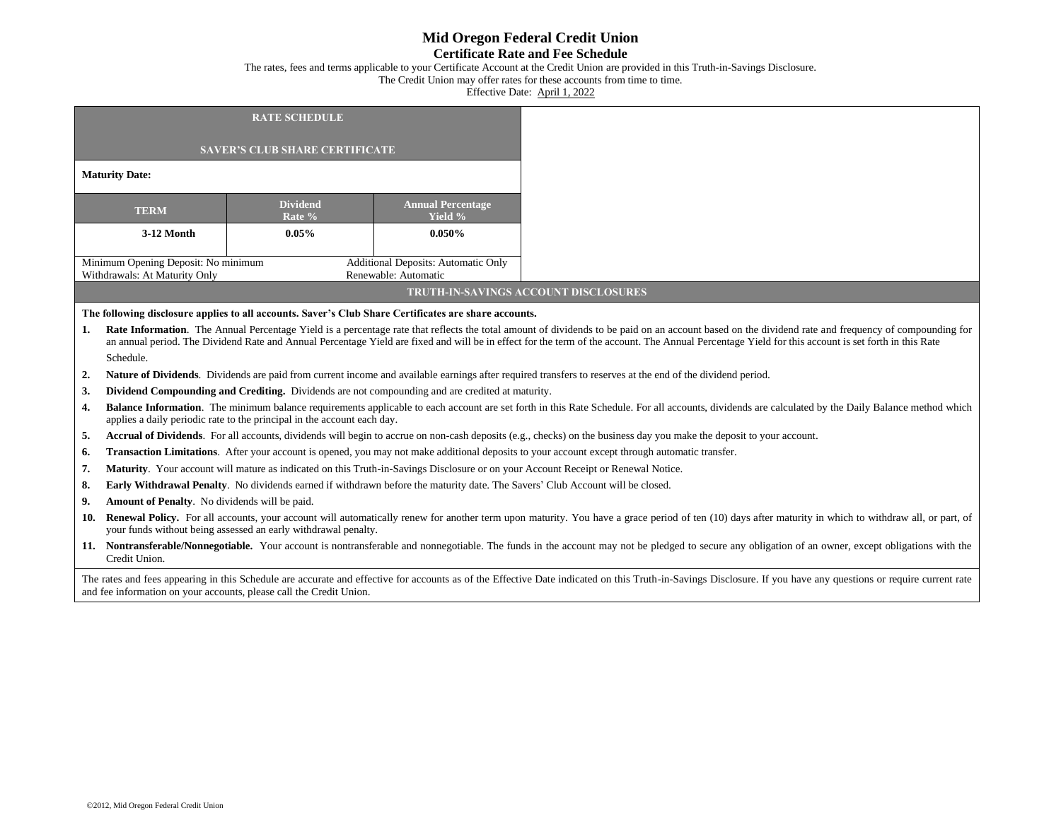# Mid Oregon Federal Credit Union

## Certificate Rate and Fee Schedule

The rates, fees and terms applicable to your Certificate Account at the Credit Union are provided in this Truth-in-Savings Disclosure.
The Credit Union may offer rates for these accounts from time to time.
Effective Date: April 1, 2022

### RATE SCHEDULE

### SAVER'S CLUB SHARE CERTIFICATE

**Maturity Date:**

| TERM | Dividend Rate % | Annual Percentage Yield % |
|---|---|---|
| **3-12 Month** | **0.05%** | **0.050%** |

Minimum Opening Deposit: No minimum
Additional Deposits: Automatic Only
Withdrawals: At Maturity Only
Renewable: Automatic

### TRUTH-IN-SAVINGS ACCOUNT DISCLOSURES

**The following disclosure applies to all accounts. Saver's Club Share Certificates are share accounts.**

1. **Rate Information**. The Annual Percentage Yield is a percentage rate that reflects the total amount of dividends to be paid on an account based on the dividend rate and frequency of compounding for an annual period. The Dividend Rate and Annual Percentage Yield are fixed and will be in effect for the term of the account. The Annual Percentage Yield for this account is set forth in this Rate Schedule.
2. **Nature of Dividends**. Dividends are paid from current income and available earnings after required transfers to reserves at the end of the dividend period.
3. **Dividend Compounding and Crediting.** Dividends are not compounding and are credited at maturity.
4. **Balance Information**. The minimum balance requirements applicable to each account are set forth in this Rate Schedule. For all accounts, dividends are calculated by the Daily Balance method which applies a daily periodic rate to the principal in the account each day.
5. **Accrual of Dividends**. For all accounts, dividends will begin to accrue on non-cash deposits (e.g., checks) on the business day you make the deposit to your account.
6. **Transaction Limitations**. After your account is opened, you may not make additional deposits to your account except through automatic transfer.
7. **Maturity**. Your account will mature as indicated on this Truth-in-Savings Disclosure or on your Account Receipt or Renewal Notice.
8. **Early Withdrawal Penalty**. No dividends earned if withdrawn before the maturity date. The Savers' Club Account will be closed.
9. **Amount of Penalty**. No dividends will be paid.
10. **Renewal Policy.** For all accounts, your account will automatically renew for another term upon maturity. You have a grace period of ten (10) days after maturity in which to withdraw all, or part, of your funds without being assessed an early withdrawal penalty.
11. **Nontransferable/Nonnegotiable.** Your account is nontransferable and nonnegotiable. The funds in the account may not be pledged to secure any obligation of an owner, except obligations with the Credit Union.

The rates and fees appearing in this Schedule are accurate and effective for accounts as of the Effective Date indicated on this Truth-in-Savings Disclosure. If you have any questions or require current rate and fee information on your accounts, please call the Credit Union.

©2012, Mid Oregon Federal Credit Union